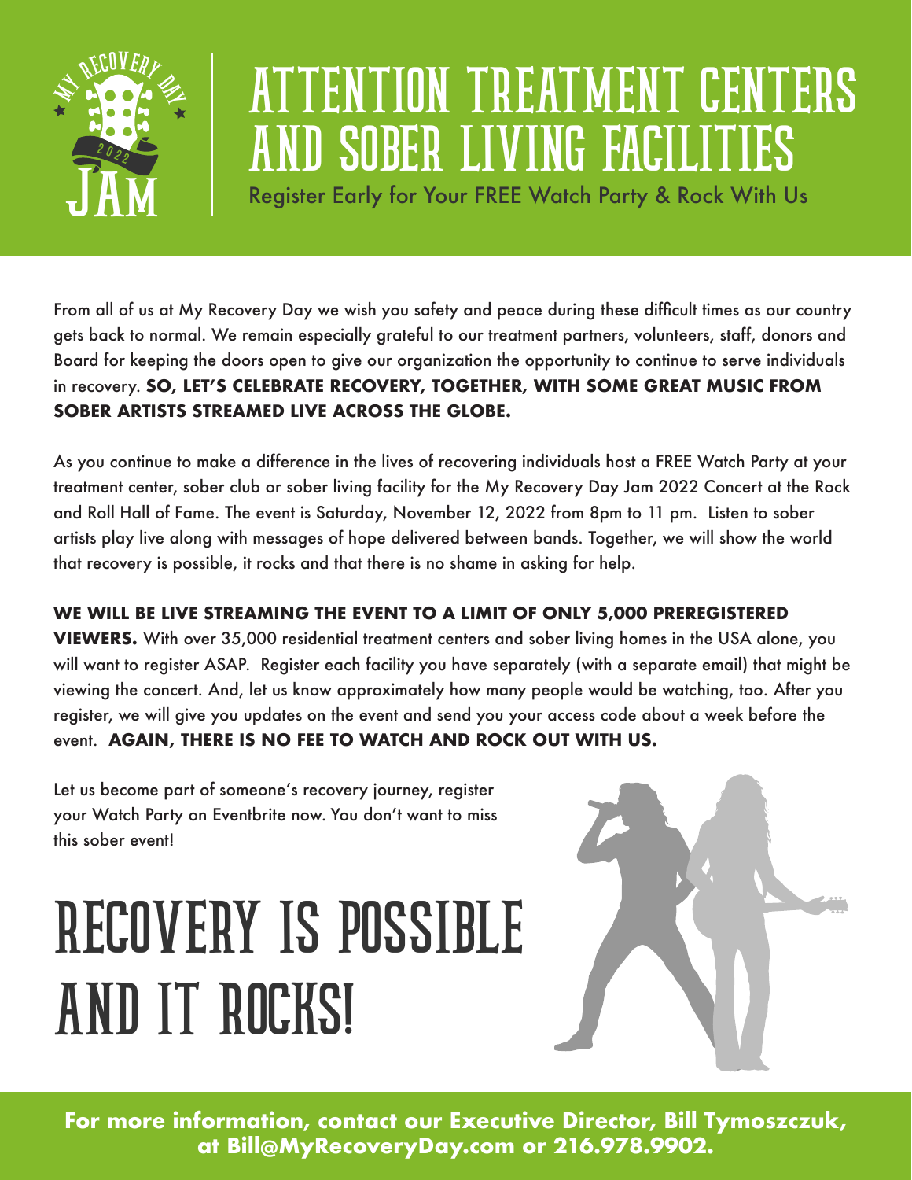MY RECOVERY DAY 2022 JAM

# ATTENTION TREATMENT CENTERS AND SOBER LIVING FACILITIES

Register Early for Your FREE Watch Party & Rock With Us

From all of us at My Recovery Day we wish you safety and peace during these difficult times as our country gets back to normal. We remain especially grateful to our treatment partners, volunteers, staff, donors and Board for keeping the doors open to give our organization the opportunity to continue to serve individuals in recovery. **SO, LET'S CELEBRATE RECOVERY, TOGETHER, WITH SOME GREAT MUSIC FROM SOBER ARTISTS STREAMED LIVE ACROSS THE GLOBE.**

As you continue to make a difference in the lives of recovering individuals host a FREE Watch Party at your treatment center, sober club or sober living facility for the My Recovery Day Jam 2022 Concert at the Rock and Roll Hall of Fame. The event is Saturday, November 12, 2022 from 8pm to 11 pm. Listen to sober artists play live along with messages of hope delivered between bands. Together, we will show the world that recovery is possible, it rocks and that there is no shame in asking for help.

**WE WILL BE LIVE STREAMING THE EVENT TO A LIMIT OF ONLY 5,000 PREREGISTERED VIEWERS.** With over 35,000 residential treatment centers and sober living homes in the USA alone, you will want to register ASAP. Register each facility you have separately (with a separate email) that might be viewing the concert. And, let us know approximately how many people would be watching, too. After you register, we will give you updates on the event and send you your access code about a week before the event. **AGAIN, THERE IS NO FEE TO WATCH AND ROCK OUT WITH US.**

Let us become part of someone's recovery journey, register your Watch Party on Eventbrite now. You don't want to miss this sober event!

# RECOVERY IS POSSIBLE AND IT ROCKS!

**For more information, contact our Executive Director, Bill Tymoszczuk, at Bill@MyRecoveryDay.com or 216.978.9902.**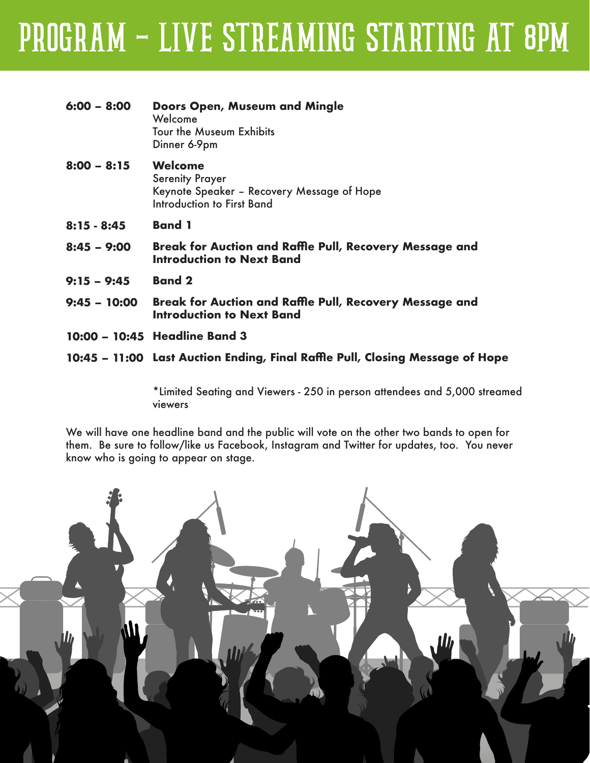# PROGRAM – LIVE STREAMING STARTING AT 8PM

**6:00 – 8:00** **Doors Open, Museum and Mingle**
Welcome
Tour the Museum Exhibits
Dinner 6-9pm

**8:00 – 8:15** **Welcome**
Serenity Prayer
Keynote Speaker – Recovery Message of Hope
Introduction to First Band

**8:15 - 8:45** **Band 1**

**8:45 – 9:00** **Break for Auction and Raffle Pull, Recovery Message and Introduction to Next Band**

**9:15 – 9:45** **Band 2**

**9:45 – 10:00** **Break for Auction and Raffle Pull, Recovery Message and Introduction to Next Band**

**10:00 – 10:45** **Headline Band 3**

**10:45 – 11:00** **Last Auction Ending, Final Raffle Pull, Closing Message of Hope**

*Limited Seating and Viewers - 250 in person attendees and 5,000 streamed viewers

We will have one headline band and the public will vote on the other two bands to open for them. Be sure to follow/like us Facebook, Instagram and Twitter for updates, too. You never know who is going to appear on stage.